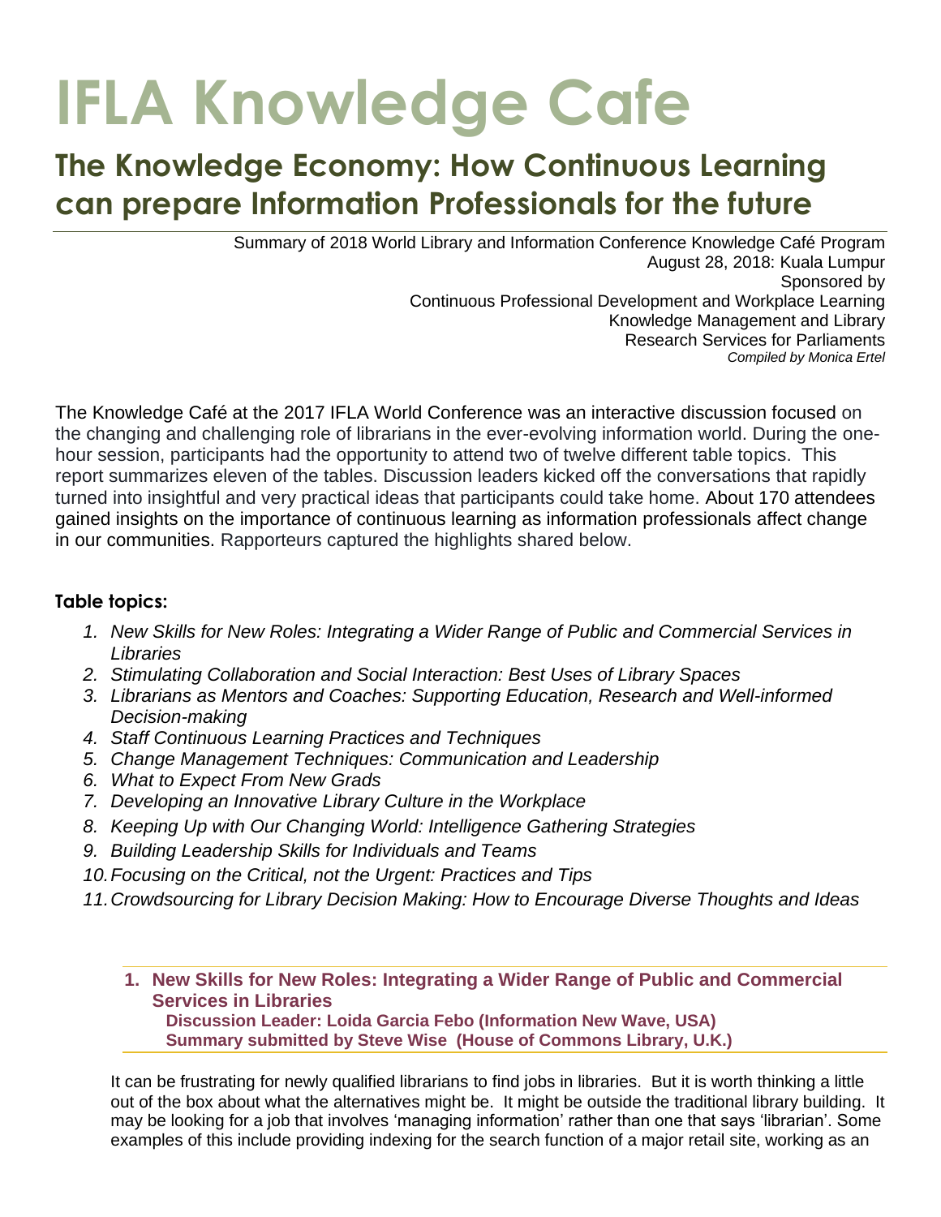# IFLA Knowledge Cafe

## The Knowledge Economy: How Continuous Learning can prepare Information Professionals for the future

Summary of 2018 World Library and Information Conference Knowledge Café Program
August 28, 2018: Kuala Lumpur
Sponsored by
Continuous Professional Development and Workplace Learning
Knowledge Management and Library
Research Services for Parliaments
*Compiled by Monica Ertel*

The Knowledge Café at the 2017 IFLA World Conference was an interactive discussion focused on the changing and challenging role of librarians in the ever-evolving information world. During the one-hour session, participants had the opportunity to attend two of twelve different table topics. This report summarizes eleven of the tables. Discussion leaders kicked off the conversations that rapidly turned into insightful and very practical ideas that participants could take home. About 170 attendees gained insights on the importance of continuous learning as information professionals affect change in our communities. Rapporteurs captured the highlights shared below.

### Table topics:

1. *New Skills for New Roles: Integrating a Wider Range of Public and Commercial Services in Libraries*
2. *Stimulating Collaboration and Social Interaction: Best Uses of Library Spaces*
3. *Librarians as Mentors and Coaches: Supporting Education, Research and Well-informed Decision-making*
4. *Staff Continuous Learning Practices and Techniques*
5. *Change Management Techniques: Communication and Leadership*
6. *What to Expect From New Grads*
7. *Developing an Innovative Library Culture in the Workplace*
8. *Keeping Up with Our Changing World: Intelligence Gathering Strategies*
9. *Building Leadership Skills for Individuals and Teams*
10. *Focusing on the Critical, not the Urgent: Practices and Tips*
11. *Crowdsourcing for Library Decision Making: How to Encourage Diverse Thoughts and Ideas*

### 1. New Skills for New Roles: Integrating a Wider Range of Public and Commercial Services in Libraries

**Discussion Leader: Loida Garcia Febo (Information New Wave, USA)**
**Summary submitted by Steve Wise (House of Commons Library, U.K.)**

It can be frustrating for newly qualified librarians to find jobs in libraries. But it is worth thinking a little out of the box about what the alternatives might be. It might be outside the traditional library building. It may be looking for a job that involves 'managing information' rather than one that says 'librarian'. Some examples of this include providing indexing for the search function of a major retail site, working as an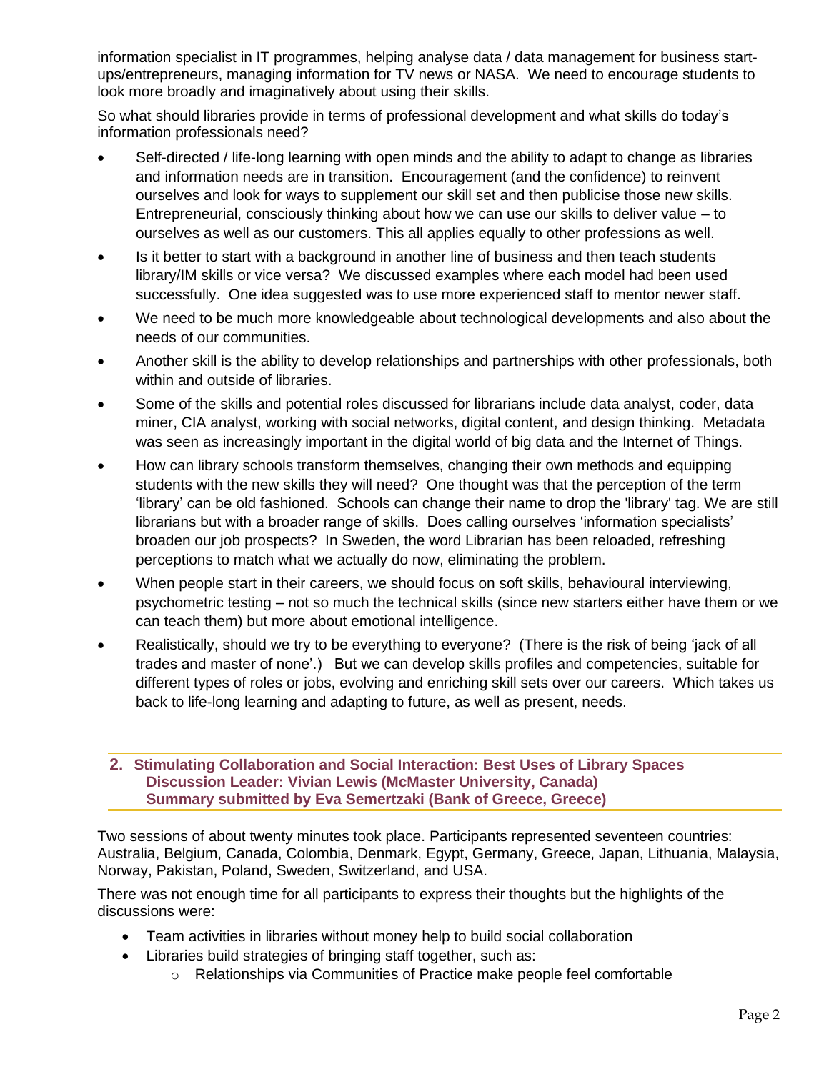information specialist in IT programmes, helping analyse data / data management for business start-ups/entrepreneurs, managing information for TV news or NASA. We need to encourage students to look more broadly and imaginatively about using their skills.

So what should libraries provide in terms of professional development and what skills do today's information professionals need?

- Self-directed / life-long learning with open minds and the ability to adapt to change as libraries and information needs are in transition. Encouragement (and the confidence) to reinvent ourselves and look for ways to supplement our skill set and then publicise those new skills. Entrepreneurial, consciously thinking about how we can use our skills to deliver value – to ourselves as well as our customers. This all applies equally to other professions as well.
- Is it better to start with a background in another line of business and then teach students library/IM skills or vice versa? We discussed examples where each model had been used successfully. One idea suggested was to use more experienced staff to mentor newer staff.
- We need to be much more knowledgeable about technological developments and also about the needs of our communities.
- Another skill is the ability to develop relationships and partnerships with other professionals, both within and outside of libraries.
- Some of the skills and potential roles discussed for librarians include data analyst, coder, data miner, CIA analyst, working with social networks, digital content, and design thinking. Metadata was seen as increasingly important in the digital world of big data and the Internet of Things.
- How can library schools transform themselves, changing their own methods and equipping students with the new skills they will need? One thought was that the perception of the term 'library' can be old fashioned. Schools can change their name to drop the 'library' tag. We are still librarians but with a broader range of skills. Does calling ourselves 'information specialists' broaden our job prospects? In Sweden, the word Librarian has been reloaded, refreshing perceptions to match what we actually do now, eliminating the problem.
- When people start in their careers, we should focus on soft skills, behavioural interviewing, psychometric testing – not so much the technical skills (since new starters either have them or we can teach them) but more about emotional intelligence.
- Realistically, should we try to be everything to everyone? (There is the risk of being 'jack of all trades and master of none'.) But we can develop skills profiles and competencies, suitable for different types of roles or jobs, evolving and enriching skill sets over our careers. Which takes us back to life-long learning and adapting to future, as well as present, needs.

## 2. Stimulating Collaboration and Social Interaction: Best Uses of Library Spaces
**Discussion Leader: Vivian Lewis (McMaster University, Canada)**
**Summary submitted by Eva Semertzaki (Bank of Greece, Greece)**

Two sessions of about twenty minutes took place. Participants represented seventeen countries: Australia, Belgium, Canada, Colombia, Denmark, Egypt, Germany, Greece, Japan, Lithuania, Malaysia, Norway, Pakistan, Poland, Sweden, Switzerland, and USA.

There was not enough time for all participants to express their thoughts but the highlights of the discussions were:

- Team activities in libraries without money help to build social collaboration
- Libraries build strategies of bringing staff together, such as:
  - Relationships via Communities of Practice make people feel comfortable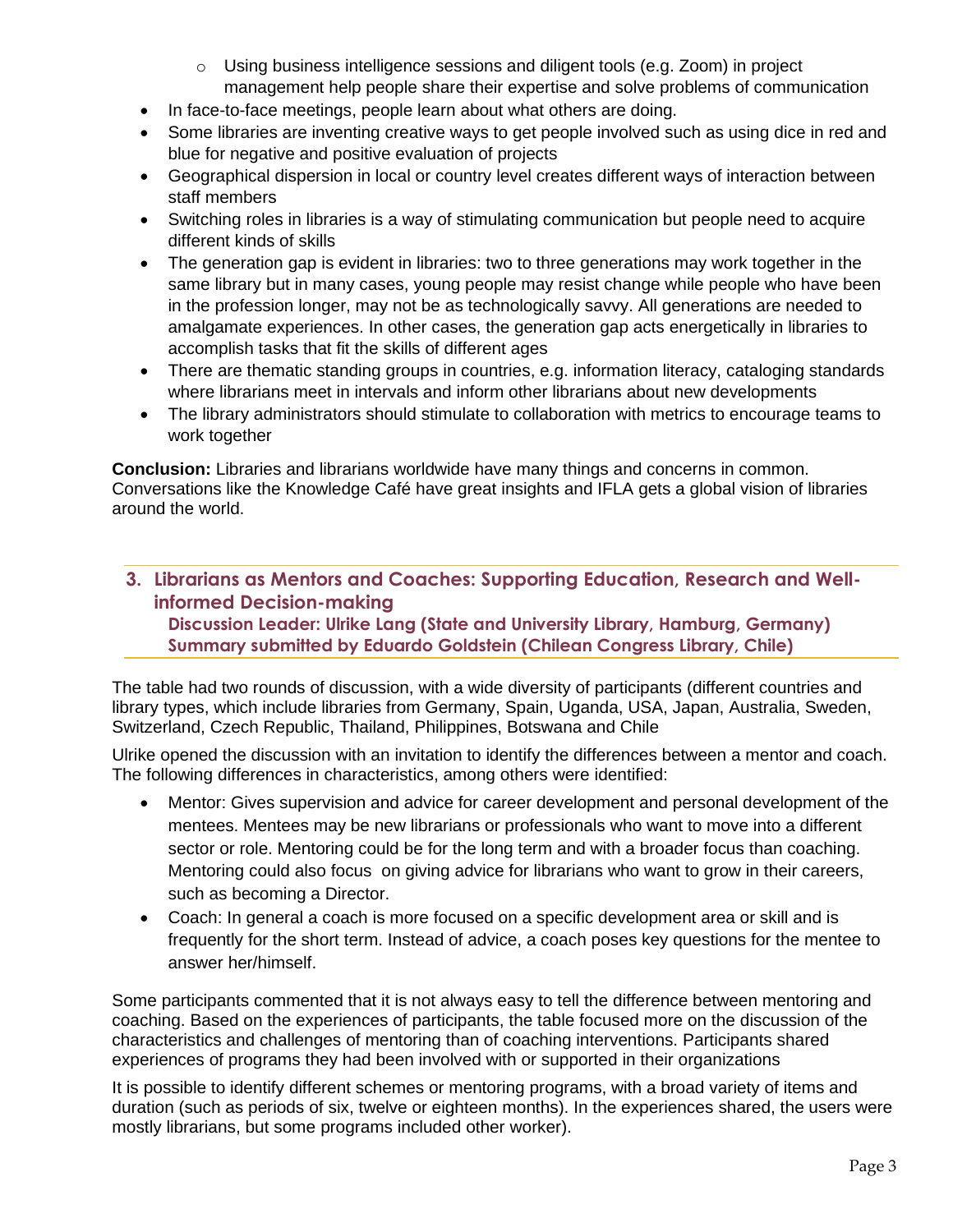- Using business intelligence sessions and diligent tools (e.g. Zoom) in project management help people share their expertise and solve problems of communication
- In face-to-face meetings, people learn about what others are doing.
- Some libraries are inventing creative ways to get people involved such as using dice in red and blue for negative and positive evaluation of projects
- Geographical dispersion in local or country level creates different ways of interaction between staff members
- Switching roles in libraries is a way of stimulating communication but people need to acquire different kinds of skills
- The generation gap is evident in libraries: two to three generations may work together in the same library but in many cases, young people may resist change while people who have been in the profession longer, may not be as technologically savvy. All generations are needed to amalgamate experiences. In other cases, the generation gap acts energetically in libraries to accomplish tasks that fit the skills of different ages
- There are thematic standing groups in countries, e.g. information literacy, cataloging standards where librarians meet in intervals and inform other librarians about new developments
- The library administrators should stimulate to collaboration with metrics to encourage teams to work together

**Conclusion:** Libraries and librarians worldwide have many things and concerns in common. Conversations like the Knowledge Café have great insights and IFLA gets a global vision of libraries around the world.

## 3. Librarians as Mentors and Coaches: Supporting Education, Research and Well-informed Decision-making

**Discussion Leader: Ulrike Lang (State and University Library, Hamburg, Germany)**
**Summary submitted by Eduardo Goldstein (Chilean Congress Library, Chile)**

The table had two rounds of discussion, with a wide diversity of participants (different countries and library types, which include libraries from Germany, Spain, Uganda, USA, Japan, Australia, Sweden, Switzerland, Czech Republic, Thailand, Philippines, Botswana and Chile

Ulrike opened the discussion with an invitation to identify the differences between a mentor and coach. The following differences in characteristics, among others were identified:

- Mentor: Gives supervision and advice for career development and personal development of the mentees. Mentees may be new librarians or professionals who want to move into a different sector or role. Mentoring could be for the long term and with a broader focus than coaching. Mentoring could also focus on giving advice for librarians who want to grow in their careers, such as becoming a Director.
- Coach: In general a coach is more focused on a specific development area or skill and is frequently for the short term. Instead of advice, a coach poses key questions for the mentee to answer her/himself.

Some participants commented that it is not always easy to tell the difference between mentoring and coaching. Based on the experiences of participants, the table focused more on the discussion of the characteristics and challenges of mentoring than of coaching interventions. Participants shared experiences of programs they had been involved with or supported in their organizations

It is possible to identify different schemes or mentoring programs, with a broad variety of items and duration (such as periods of six, twelve or eighteen months). In the experiences shared, the users were mostly librarians, but some programs included other worker).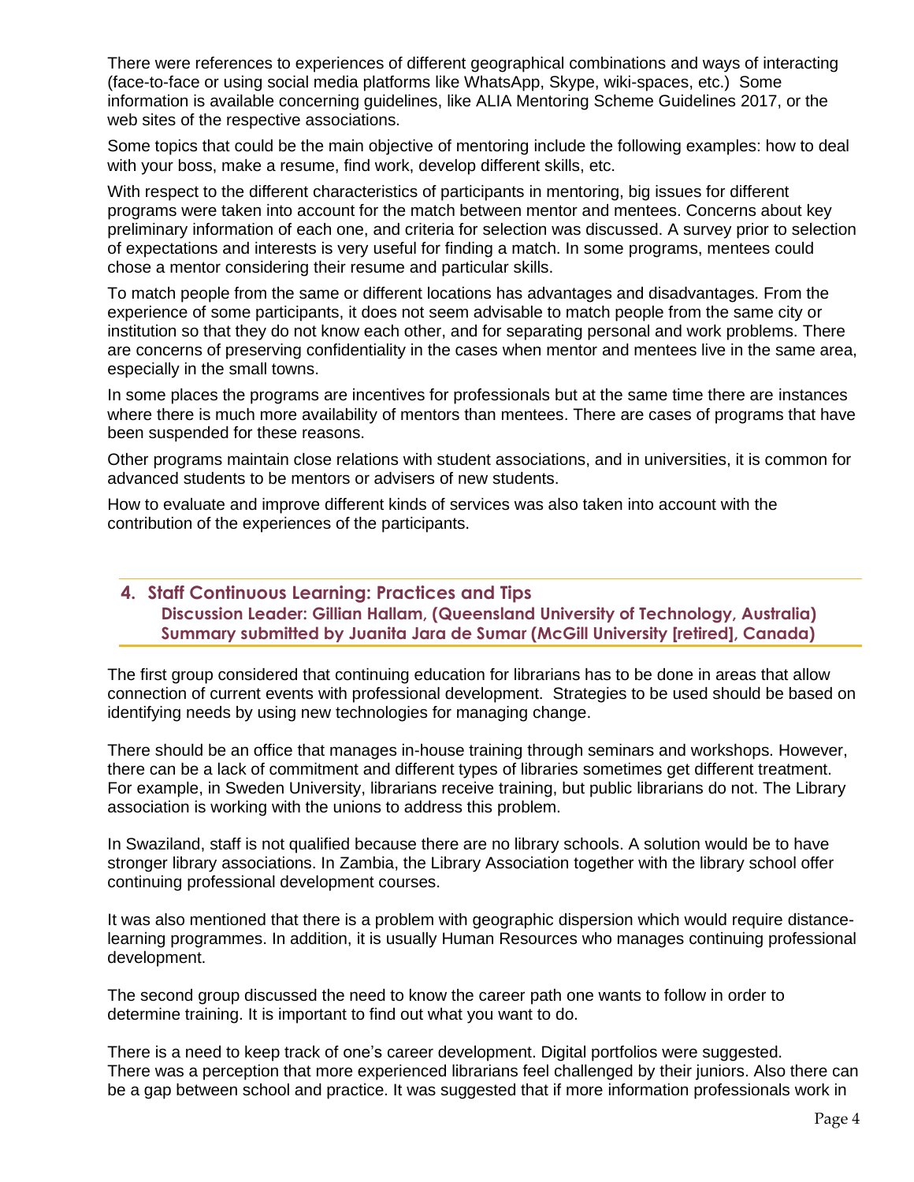There were references to experiences of different geographical combinations and ways of interacting (face-to-face or using social media platforms like WhatsApp, Skype, wiki-spaces, etc.) Some information is available concerning guidelines, like ALIA Mentoring Scheme Guidelines 2017, or the web sites of the respective associations.

Some topics that could be the main objective of mentoring include the following examples: how to deal with your boss, make a resume, find work, develop different skills, etc.

With respect to the different characteristics of participants in mentoring, big issues for different programs were taken into account for the match between mentor and mentees. Concerns about key preliminary information of each one, and criteria for selection was discussed. A survey prior to selection of expectations and interests is very useful for finding a match. In some programs, mentees could chose a mentor considering their resume and particular skills.

To match people from the same or different locations has advantages and disadvantages. From the experience of some participants, it does not seem advisable to match people from the same city or institution so that they do not know each other, and for separating personal and work problems. There are concerns of preserving confidentiality in the cases when mentor and mentees live in the same area, especially in the small towns.

In some places the programs are incentives for professionals but at the same time there are instances where there is much more availability of mentors than mentees. There are cases of programs that have been suspended for these reasons.

Other programs maintain close relations with student associations, and in universities, it is common for advanced students to be mentors or advisers of new students.

How to evaluate and improve different kinds of services was also taken into account with the contribution of the experiences of the participants.

## 4. Staff Continuous Learning: Practices and Tips

**Discussion Leader: Gillian Hallam, (Queensland University of Technology, Australia)**
**Summary submitted by Juanita Jara de Sumar (McGill University [retired], Canada)**

The first group considered that continuing education for librarians has to be done in areas that allow connection of current events with professional development. Strategies to be used should be based on identifying needs by using new technologies for managing change.

There should be an office that manages in-house training through seminars and workshops. However, there can be a lack of commitment and different types of libraries sometimes get different treatment. For example, in Sweden University, librarians receive training, but public librarians do not. The Library association is working with the unions to address this problem.

In Swaziland, staff is not qualified because there are no library schools. A solution would be to have stronger library associations. In Zambia, the Library Association together with the library school offer continuing professional development courses.

It was also mentioned that there is a problem with geographic dispersion which would require distance-learning programmes. In addition, it is usually Human Resources who manages continuing professional development.

The second group discussed the need to know the career path one wants to follow in order to determine training. It is important to find out what you want to do.

There is a need to keep track of one's career development. Digital portfolios were suggested. There was a perception that more experienced librarians feel challenged by their juniors. Also there can be a gap between school and practice. It was suggested that if more information professionals work in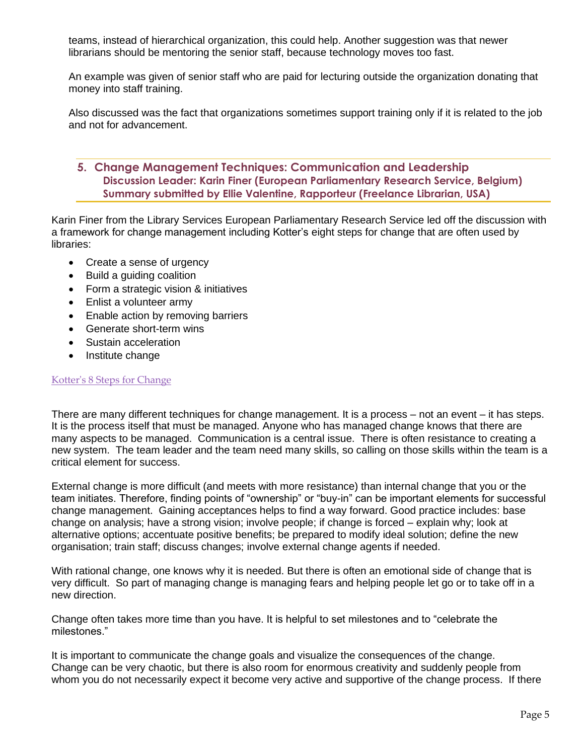teams, instead of hierarchical organization, this could help. Another suggestion was that newer librarians should be mentoring the senior staff, because technology moves too fast.

An example was given of senior staff who are paid for lecturing outside the organization donating that money into staff training.

Also discussed was the fact that organizations sometimes support training only if it is related to the job and not for advancement.

## 5. Change Management Techniques: Communication and Leadership

**Discussion Leader: Karin Finer (European Parliamentary Research Service, Belgium)**
**Summary submitted by Ellie Valentine, Rapporteur (Freelance Librarian, USA)**

Karin Finer from the Library Services European Parliamentary Research Service led off the discussion with a framework for change management including Kotter's eight steps for change that are often used by libraries:

- Create a sense of urgency
- Build a guiding coalition
- Form a strategic vision & initiatives
- Enlist a volunteer army
- Enable action by removing barriers
- Generate short-term wins
- Sustain acceleration
- Institute change

Kotter's 8 Steps for Change

There are many different techniques for change management. It is a process – not an event – it has steps. It is the process itself that must be managed. Anyone who has managed change knows that there are many aspects to be managed. Communication is a central issue. There is often resistance to creating a new system. The team leader and the team need many skills, so calling on those skills within the team is a critical element for success.

External change is more difficult (and meets with more resistance) than internal change that you or the team initiates. Therefore, finding points of "ownership" or "buy-in" can be important elements for successful change management. Gaining acceptances helps to find a way forward. Good practice includes: base change on analysis; have a strong vision; involve people; if change is forced – explain why; look at alternative options; accentuate positive benefits; be prepared to modify ideal solution; define the new organisation; train staff; discuss changes; involve external change agents if needed.

With rational change, one knows why it is needed. But there is often an emotional side of change that is very difficult. So part of managing change is managing fears and helping people let go or to take off in a new direction.

Change often takes more time than you have. It is helpful to set milestones and to "celebrate the milestones."

It is important to communicate the change goals and visualize the consequences of the change. Change can be very chaotic, but there is also room for enormous creativity and suddenly people from whom you do not necessarily expect it become very active and supportive of the change process. If there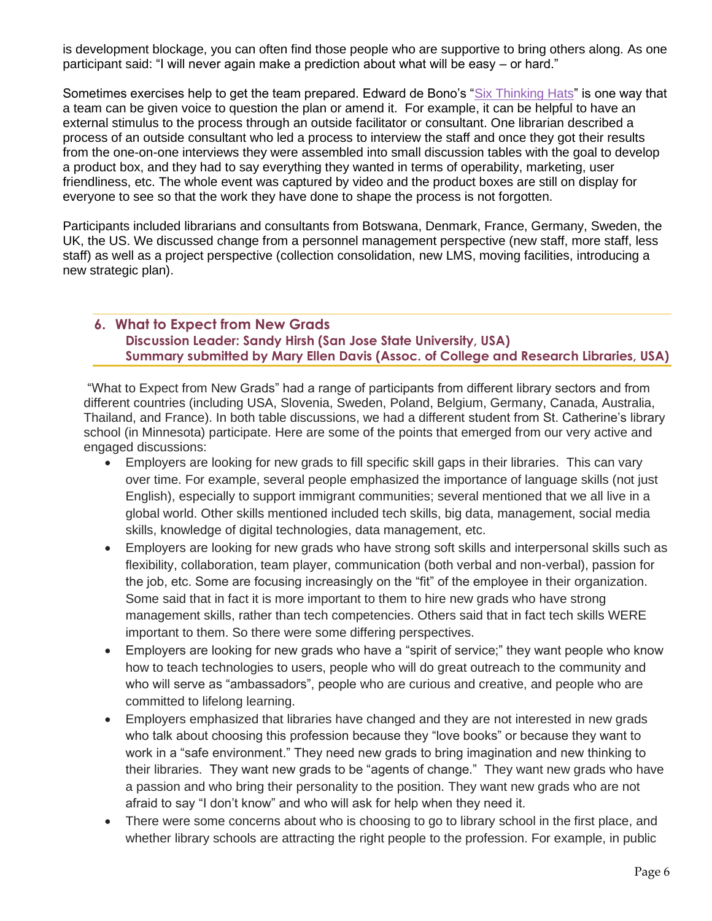is development blockage, you can often find those people who are supportive to bring others along. As one participant said: "I will never again make a prediction about what will be easy – or hard."

Sometimes exercises help to get the team prepared. Edward de Bono's "Six Thinking Hats" is one way that a team can be given voice to question the plan or amend it. For example, it can be helpful to have an external stimulus to the process through an outside facilitator or consultant. One librarian described a process of an outside consultant who led a process to interview the staff and once they got their results from the one-on-one interviews they were assembled into small discussion tables with the goal to develop a product box, and they had to say everything they wanted in terms of operability, marketing, user friendliness, etc. The whole event was captured by video and the product boxes are still on display for everyone to see so that the work they have done to shape the process is not forgotten.

Participants included librarians and consultants from Botswana, Denmark, France, Germany, Sweden, the UK, the US. We discussed change from a personnel management perspective (new staff, more staff, less staff) as well as a project perspective (collection consolidation, new LMS, moving facilities, introducing a new strategic plan).

## 6. What to Expect from New Grads

**Discussion Leader: Sandy Hirsh (San Jose State University, USA)**
**Summary submitted by Mary Ellen Davis (Assoc. of College and Research Libraries, USA)**

"What to Expect from New Grads" had a range of participants from different library sectors and from different countries (including USA, Slovenia, Sweden, Poland, Belgium, Germany, Canada, Australia, Thailand, and France). In both table discussions, we had a different student from St. Catherine's library school (in Minnesota) participate. Here are some of the points that emerged from our very active and engaged discussions:

- Employers are looking for new grads to fill specific skill gaps in their libraries. This can vary over time. For example, several people emphasized the importance of language skills (not just English), especially to support immigrant communities; several mentioned that we all live in a global world. Other skills mentioned included tech skills, big data, management, social media skills, knowledge of digital technologies, data management, etc.
- Employers are looking for new grads who have strong soft skills and interpersonal skills such as flexibility, collaboration, team player, communication (both verbal and non-verbal), passion for the job, etc. Some are focusing increasingly on the "fit" of the employee in their organization. Some said that in fact it is more important to them to hire new grads who have strong management skills, rather than tech competencies. Others said that in fact tech skills WERE important to them. So there were some differing perspectives.
- Employers are looking for new grads who have a "spirit of service;" they want people who know how to teach technologies to users, people who will do great outreach to the community and who will serve as "ambassadors", people who are curious and creative, and people who are committed to lifelong learning.
- Employers emphasized that libraries have changed and they are not interested in new grads who talk about choosing this profession because they "love books" or because they want to work in a "safe environment." They need new grads to bring imagination and new thinking to their libraries. They want new grads to be "agents of change." They want new grads who have a passion and who bring their personality to the position. They want new grads who are not afraid to say "I don't know" and who will ask for help when they need it.
- There were some concerns about who is choosing to go to library school in the first place, and whether library schools are attracting the right people to the profession. For example, in public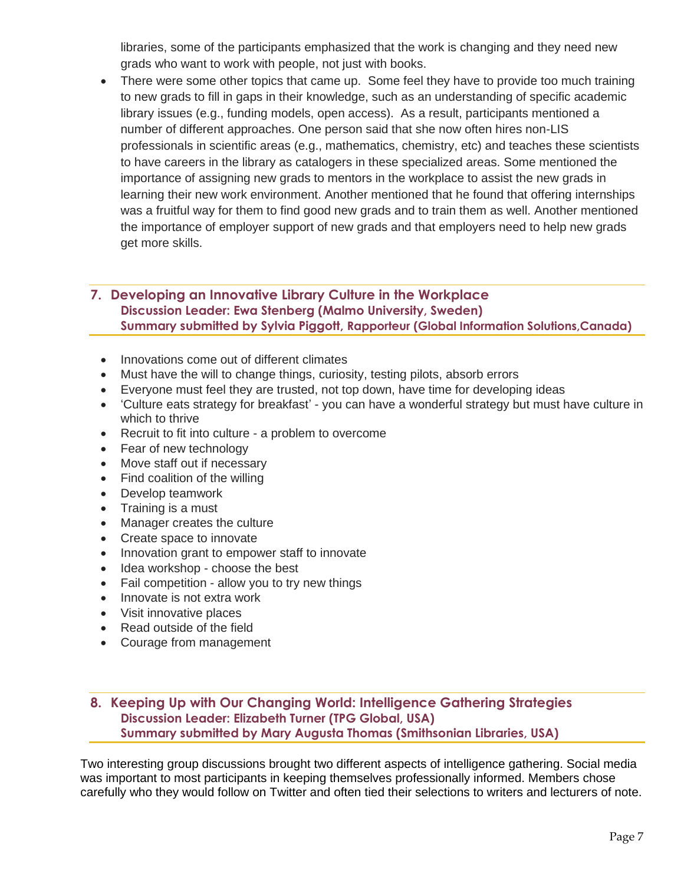libraries, some of the participants emphasized that the work is changing and they need new grads who want to work with people, not just with books.

- There were some other topics that came up. Some feel they have to provide too much training to new grads to fill in gaps in their knowledge, such as an understanding of specific academic library issues (e.g., funding models, open access). As a result, participants mentioned a number of different approaches. One person said that she now often hires non-LIS professionals in scientific areas (e.g., mathematics, chemistry, etc) and teaches these scientists to have careers in the library as catalogers in these specialized areas. Some mentioned the importance of assigning new grads to mentors in the workplace to assist the new grads in learning their new work environment. Another mentioned that he found that offering internships was a fruitful way for them to find good new grads and to train them as well. Another mentioned the importance of employer support of new grads and that employers need to help new grads get more skills.

## 7. Developing an Innovative Library Culture in the Workplace

**Discussion Leader: Ewa Stenberg (Malmo University, Sweden)**
**Summary submitted by Sylvia Piggott, Rapporteur (Global Information Solutions,Canada)**

- Innovations come out of different climates
- Must have the will to change things, curiosity, testing pilots, absorb errors
- Everyone must feel they are trusted, not top down, have time for developing ideas
- 'Culture eats strategy for breakfast' - you can have a wonderful strategy but must have culture in which to thrive
- Recruit to fit into culture - a problem to overcome
- Fear of new technology
- Move staff out if necessary
- Find coalition of the willing
- Develop teamwork
- Training is a must
- Manager creates the culture
- Create space to innovate
- Innovation grant to empower staff to innovate
- Idea workshop - choose the best
- Fail competition - allow you to try new things
- Innovate is not extra work
- Visit innovative places
- Read outside of the field
- Courage from management

## 8. Keeping Up with Our Changing World: Intelligence Gathering Strategies

**Discussion Leader: Elizabeth Turner (TPG Global, USA)**
**Summary submitted by Mary Augusta Thomas (Smithsonian Libraries, USA)**

Two interesting group discussions brought two different aspects of intelligence gathering. Social media was important to most participants in keeping themselves professionally informed. Members chose carefully who they would follow on Twitter and often tied their selections to writers and lecturers of note.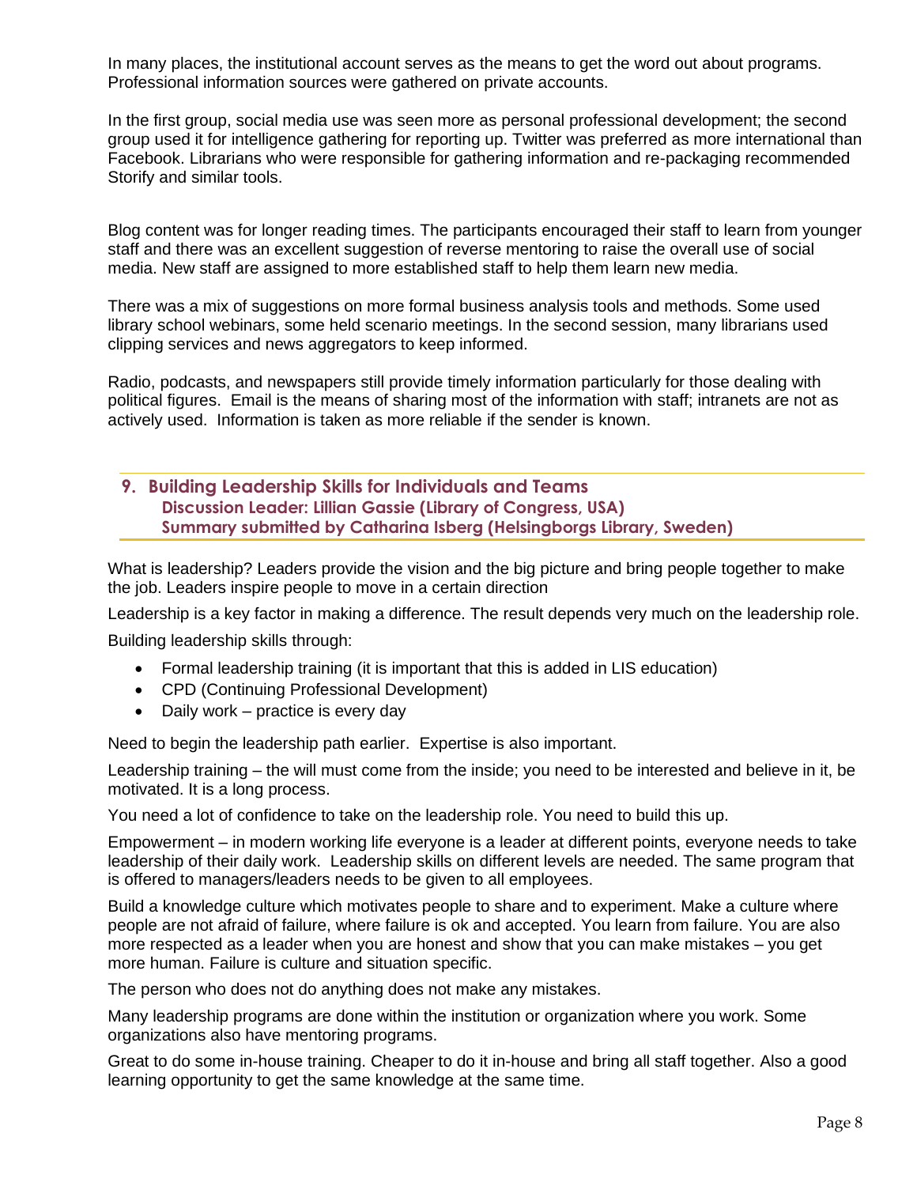In many places, the institutional account serves as the means to get the word out about programs. Professional information sources were gathered on private accounts.

In the first group, social media use was seen more as personal professional development; the second group used it for intelligence gathering for reporting up. Twitter was preferred as more international than Facebook. Librarians who were responsible for gathering information and re-packaging recommended Storify and similar tools.

Blog content was for longer reading times. The participants encouraged their staff to learn from younger staff and there was an excellent suggestion of reverse mentoring to raise the overall use of social media. New staff are assigned to more established staff to help them learn new media.

There was a mix of suggestions on more formal business analysis tools and methods. Some used library school webinars, some held scenario meetings. In the second session, many librarians used clipping services and news aggregators to keep informed.

Radio, podcasts, and newspapers still provide timely information particularly for those dealing with political figures. Email is the means of sharing most of the information with staff; intranets are not as actively used. Information is taken as more reliable if the sender is known.

## 9. Building Leadership Skills for Individuals and Teams

**Discussion Leader: Lillian Gassie (Library of Congress, USA)**
**Summary submitted by Catharina Isberg (Helsingborgs Library, Sweden)**

What is leadership? Leaders provide the vision and the big picture and bring people together to make the job. Leaders inspire people to move in a certain direction

Leadership is a key factor in making a difference. The result depends very much on the leadership role.

Building leadership skills through:

- Formal leadership training (it is important that this is added in LIS education)
- CPD (Continuing Professional Development)
- Daily work – practice is every day

Need to begin the leadership path earlier. Expertise is also important.

Leadership training – the will must come from the inside; you need to be interested and believe in it, be motivated. It is a long process.

You need a lot of confidence to take on the leadership role. You need to build this up.

Empowerment – in modern working life everyone is a leader at different points, everyone needs to take leadership of their daily work. Leadership skills on different levels are needed. The same program that is offered to managers/leaders needs to be given to all employees.

Build a knowledge culture which motivates people to share and to experiment. Make a culture where people are not afraid of failure, where failure is ok and accepted. You learn from failure. You are also more respected as a leader when you are honest and show that you can make mistakes – you get more human. Failure is culture and situation specific.

The person who does not do anything does not make any mistakes.

Many leadership programs are done within the institution or organization where you work. Some organizations also have mentoring programs.

Great to do some in-house training. Cheaper to do it in-house and bring all staff together. Also a good learning opportunity to get the same knowledge at the same time.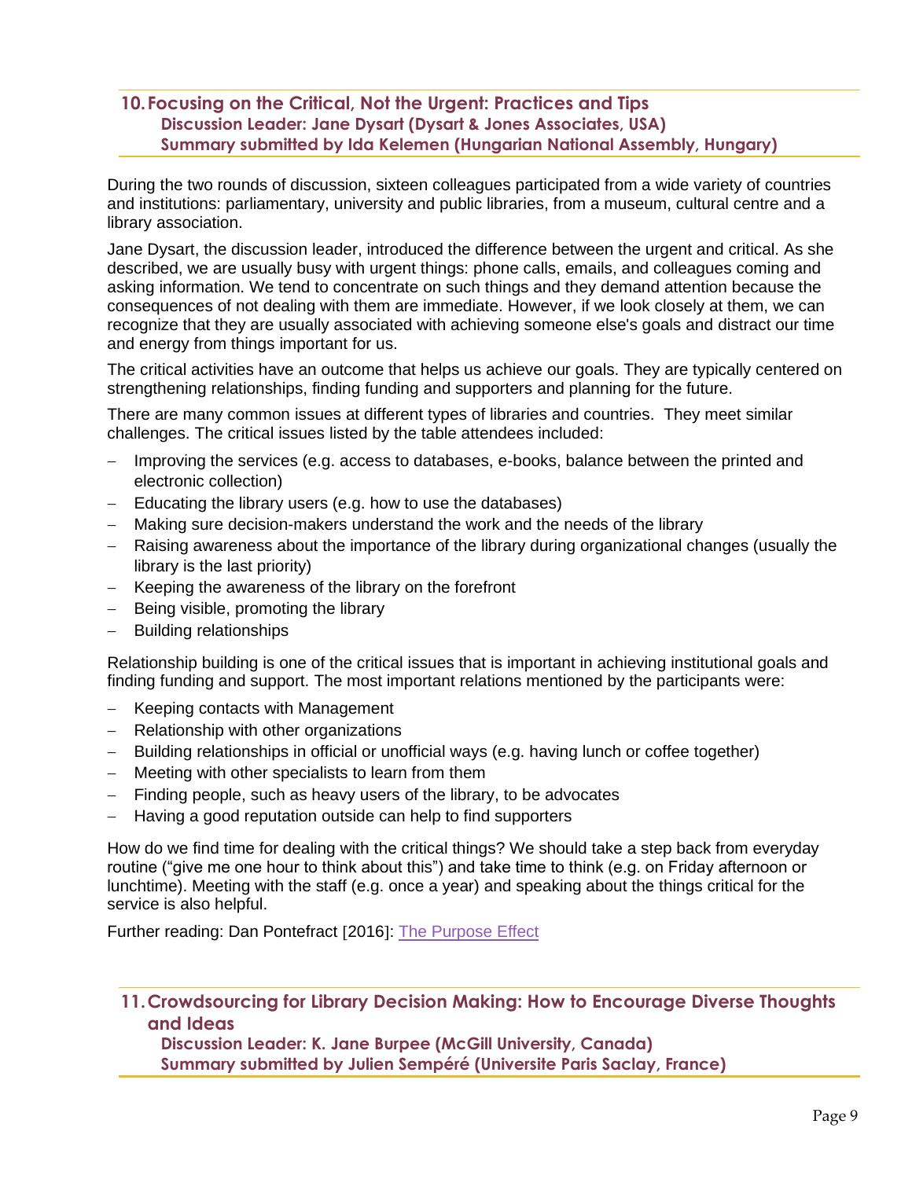## 10. Focusing on the Critical, Not the Urgent: Practices and Tips

**Discussion Leader: Jane Dysart (Dysart & Jones Associates, USA)**
**Summary submitted by Ida Kelemen (Hungarian National Assembly, Hungary)**

During the two rounds of discussion, sixteen colleagues participated from a wide variety of countries and institutions: parliamentary, university and public libraries, from a museum, cultural centre and a library association.

Jane Dysart, the discussion leader, introduced the difference between the urgent and critical. As she described, we are usually busy with urgent things: phone calls, emails, and colleagues coming and asking information. We tend to concentrate on such things and they demand attention because the consequences of not dealing with them are immediate. However, if we look closely at them, we can recognize that they are usually associated with achieving someone else's goals and distract our time and energy from things important for us.

The critical activities have an outcome that helps us achieve our goals. They are typically centered on strengthening relationships, finding funding and supporters and planning for the future.

There are many common issues at different types of libraries and countries. They meet similar challenges. The critical issues listed by the table attendees included:

- Improving the services (e.g. access to databases, e-books, balance between the printed and electronic collection)
- Educating the library users (e.g. how to use the databases)
- Making sure decision-makers understand the work and the needs of the library
- Raising awareness about the importance of the library during organizational changes (usually the library is the last priority)
- Keeping the awareness of the library on the forefront
- Being visible, promoting the library
- Building relationships

Relationship building is one of the critical issues that is important in achieving institutional goals and finding funding and support. The most important relations mentioned by the participants were:

- Keeping contacts with Management
- Relationship with other organizations
- Building relationships in official or unofficial ways (e.g. having lunch or coffee together)
- Meeting with other specialists to learn from them
- Finding people, such as heavy users of the library, to be advocates
- Having a good reputation outside can help to find supporters

How do we find time for dealing with the critical things? We should take a step back from everyday routine ("give me one hour to think about this") and take time to think (e.g. on Friday afternoon or lunchtime). Meeting with the staff (e.g. once a year) and speaking about the things critical for the service is also helpful.

Further reading: Dan Pontefract [2016]: The Purpose Effect

## 11. Crowdsourcing for Library Decision Making: How to Encourage Diverse Thoughts and Ideas

**Discussion Leader: K. Jane Burpee (McGill University, Canada)**
**Summary submitted by Julien Sempéré (Universite Paris Saclay, France)**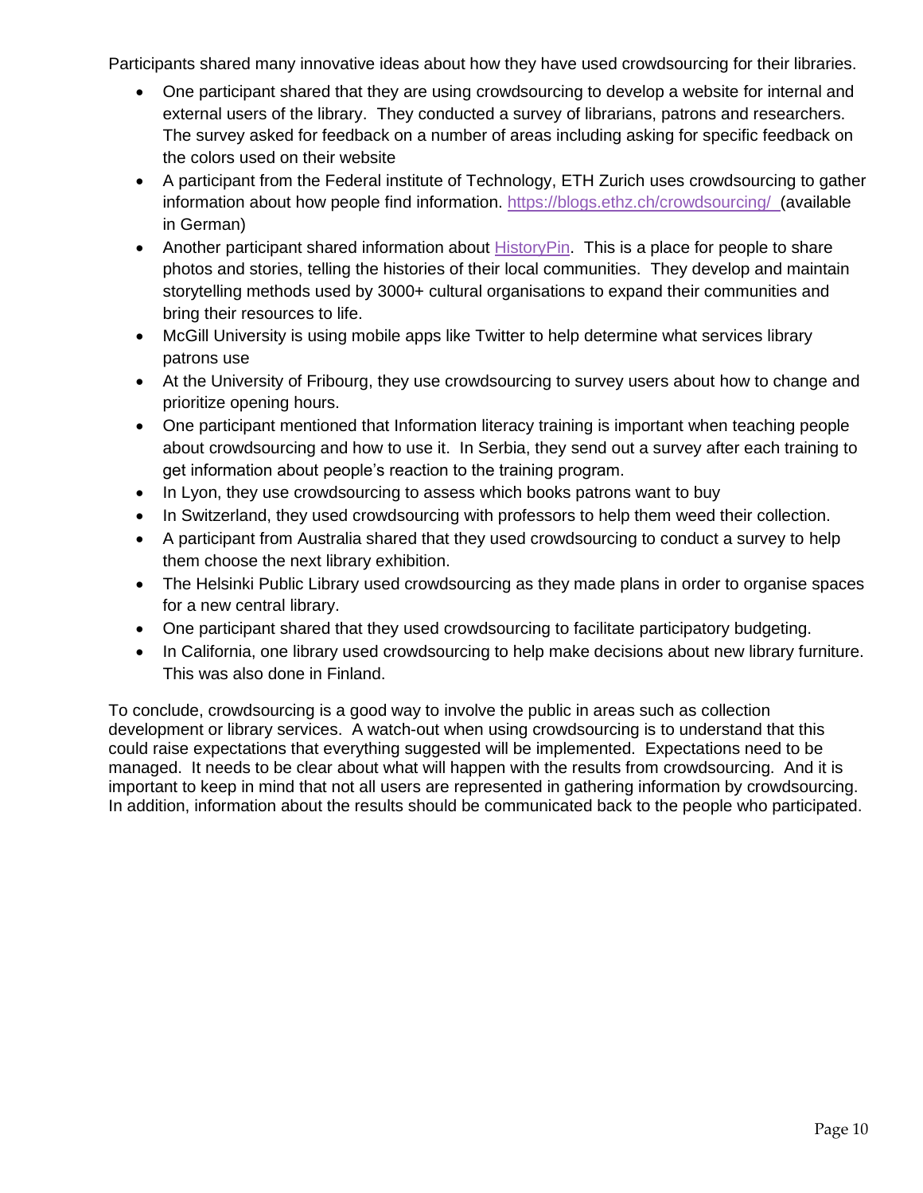Participants shared many innovative ideas about how they have used crowdsourcing for their libraries.

- One participant shared that they are using crowdsourcing to develop a website for internal and external users of the library. They conducted a survey of librarians, patrons and researchers. The survey asked for feedback on a number of areas including asking for specific feedback on the colors used on their website
- A participant from the Federal institute of Technology, ETH Zurich uses crowdsourcing to gather information about how people find information. [https://blogs.ethz.ch/crowdsourcing/](https://blogs.ethz.ch/crowdsourcing/) (available in German)
- Another participant shared information about [HistoryPin](). This is a place for people to share photos and stories, telling the histories of their local communities. They develop and maintain storytelling methods used by 3000+ cultural organisations to expand their communities and bring their resources to life.
- McGill University is using mobile apps like Twitter to help determine what services library patrons use
- At the University of Fribourg, they use crowdsourcing to survey users about how to change and prioritize opening hours.
- One participant mentioned that Information literacy training is important when teaching people about crowdsourcing and how to use it. In Serbia, they send out a survey after each training to get information about people's reaction to the training program.
- In Lyon, they use crowdsourcing to assess which books patrons want to buy
- In Switzerland, they used crowdsourcing with professors to help them weed their collection.
- A participant from Australia shared that they used crowdsourcing to conduct a survey to help them choose the next library exhibition.
- The Helsinki Public Library used crowdsourcing as they made plans in order to organise spaces for a new central library.
- One participant shared that they used crowdsourcing to facilitate participatory budgeting.
- In California, one library used crowdsourcing to help make decisions about new library furniture. This was also done in Finland.

To conclude, crowdsourcing is a good way to involve the public in areas such as collection development or library services. A watch-out when using crowdsourcing is to understand that this could raise expectations that everything suggested will be implemented. Expectations need to be managed. It needs to be clear about what will happen with the results from crowdsourcing. And it is important to keep in mind that not all users are represented in gathering information by crowdsourcing. In addition, information about the results should be communicated back to the people who participated.